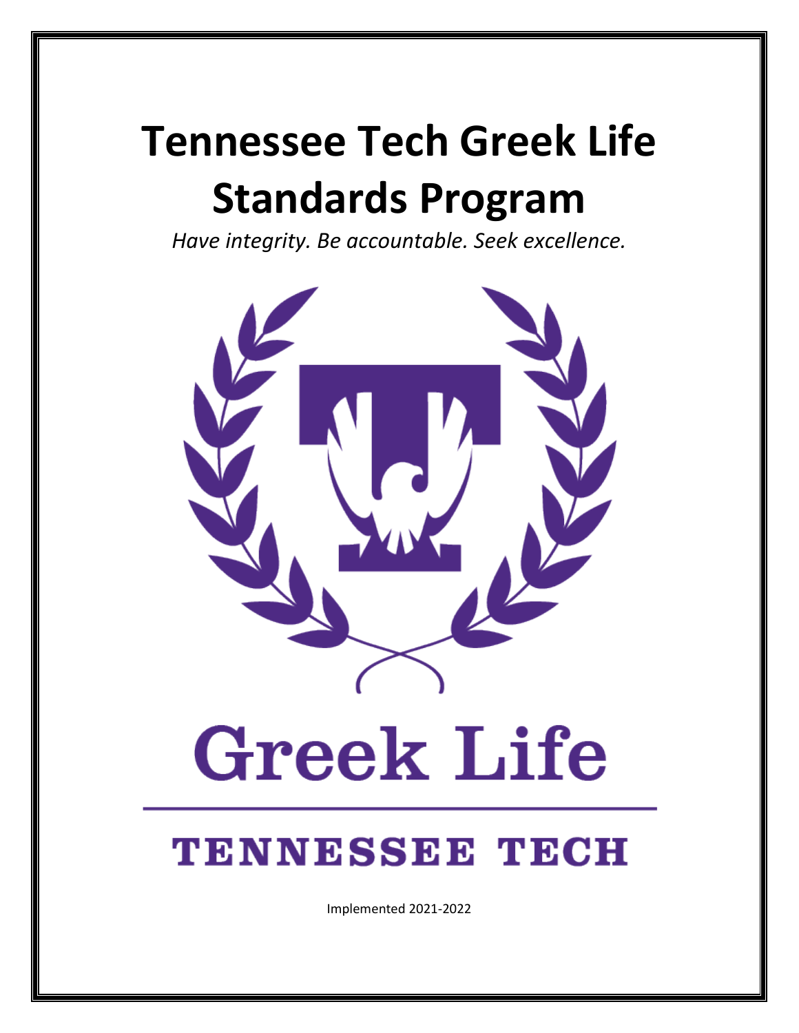# Tennessee Tech Greek Life Standards Program

*Have integrity. Be accountable. Seek excellence.*

Greek Life

TENNESSEE TECH

Implemented 2021-2022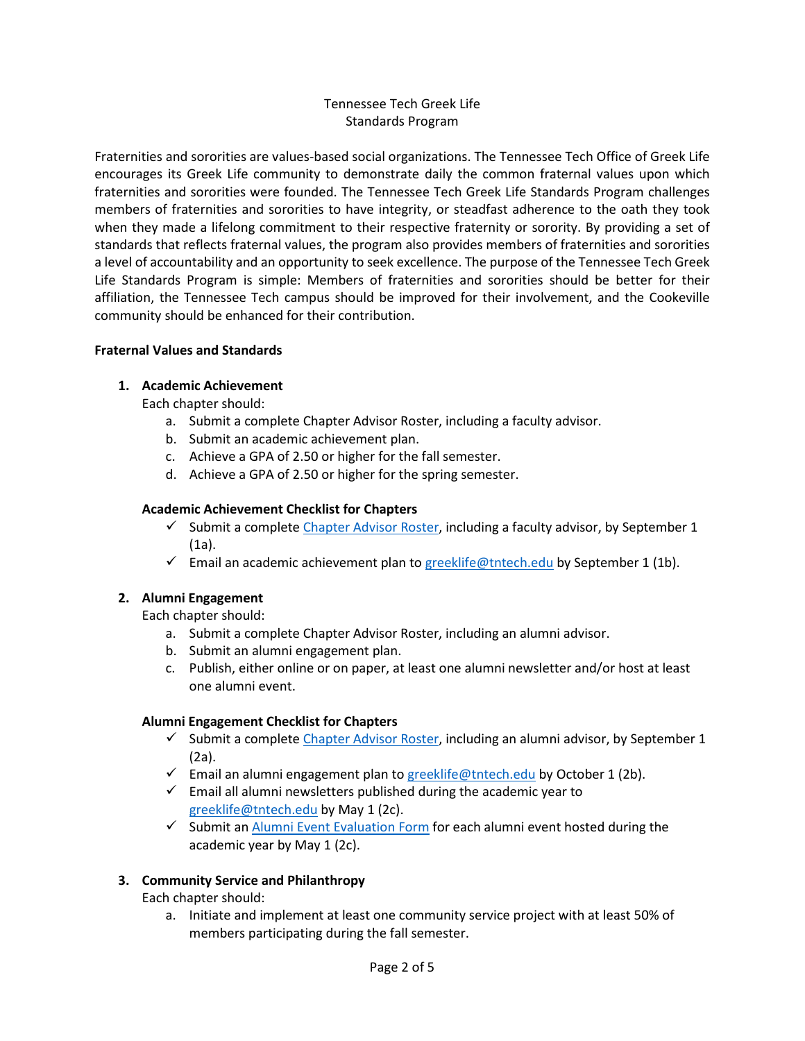Tennessee Tech Greek Life
Standards Program

Fraternities and sororities are values-based social organizations. The Tennessee Tech Office of Greek Life encourages its Greek Life community to demonstrate daily the common fraternal values upon which fraternities and sororities were founded. The Tennessee Tech Greek Life Standards Program challenges members of fraternities and sororities to have integrity, or steadfast adherence to the oath they took when they made a lifelong commitment to their respective fraternity or sorority. By providing a set of standards that reflects fraternal values, the program also provides members of fraternities and sororities a level of accountability and an opportunity to seek excellence. The purpose of the Tennessee Tech Greek Life Standards Program is simple: Members of fraternities and sororities should be better for their affiliation, the Tennessee Tech campus should be improved for their involvement, and the Cookeville community should be enhanced for their contribution.

**Fraternal Values and Standards**

1. **Academic Achievement**
   Each chapter should:
   a. Submit a complete Chapter Advisor Roster, including a faculty advisor.
   b. Submit an academic achievement plan.
   c. Achieve a GPA of 2.50 or higher for the fall semester.
   d. Achieve a GPA of 2.50 or higher for the spring semester.

   **Academic Achievement Checklist for Chapters**
   - ✓ Submit a complete Chapter Advisor Roster, including a faculty advisor, by September 1 (1a).
   - ✓ Email an academic achievement plan to greeklife@tntech.edu by September 1 (1b).

2. **Alumni Engagement**
   Each chapter should:
   a. Submit a complete Chapter Advisor Roster, including an alumni advisor.
   b. Submit an alumni engagement plan.
   c. Publish, either online or on paper, at least one alumni newsletter and/or host at least one alumni event.

   **Alumni Engagement Checklist for Chapters**
   - ✓ Submit a complete Chapter Advisor Roster, including an alumni advisor, by September 1 (2a).
   - ✓ Email an alumni engagement plan to greeklife@tntech.edu by October 1 (2b).
   - ✓ Email all alumni newsletters published during the academic year to greeklife@tntech.edu by May 1 (2c).
   - ✓ Submit an Alumni Event Evaluation Form for each alumni event hosted during the academic year by May 1 (2c).

3. **Community Service and Philanthropy**
   Each chapter should:
   a. Initiate and implement at least one community service project with at least 50% of members participating during the fall semester.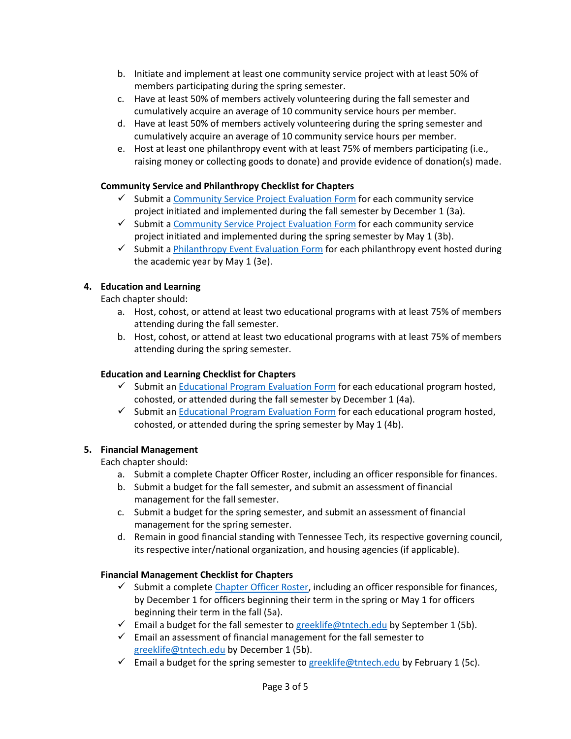b. Initiate and implement at least one community service project with at least 50% of members participating during the spring semester.
c. Have at least 50% of members actively volunteering during the fall semester and cumulatively acquire an average of 10 community service hours per member.
d. Have at least 50% of members actively volunteering during the spring semester and cumulatively acquire an average of 10 community service hours per member.
e. Host at least one philanthropy event with at least 75% of members participating (i.e., raising money or collecting goods to donate) and provide evidence of donation(s) made.

**Community Service and Philanthropy Checklist for Chapters**

- ✓ Submit a Community Service Project Evaluation Form for each community service project initiated and implemented during the fall semester by December 1 (3a).
- ✓ Submit a Community Service Project Evaluation Form for each community service project initiated and implemented during the spring semester by May 1 (3b).
- ✓ Submit a Philanthropy Event Evaluation Form for each philanthropy event hosted during the academic year by May 1 (3e).

**4. Education and Learning**

Each chapter should:

a. Host, cohost, or attend at least two educational programs with at least 75% of members attending during the fall semester.
b. Host, cohost, or attend at least two educational programs with at least 75% of members attending during the spring semester.

**Education and Learning Checklist for Chapters**

- ✓ Submit an Educational Program Evaluation Form for each educational program hosted, cohosted, or attended during the fall semester by December 1 (4a).
- ✓ Submit an Educational Program Evaluation Form for each educational program hosted, cohosted, or attended during the spring semester by May 1 (4b).

**5. Financial Management**

Each chapter should:

a. Submit a complete Chapter Officer Roster, including an officer responsible for finances.
b. Submit a budget for the fall semester, and submit an assessment of financial management for the fall semester.
c. Submit a budget for the spring semester, and submit an assessment of financial management for the spring semester.
d. Remain in good financial standing with Tennessee Tech, its respective governing council, its respective inter/national organization, and housing agencies (if applicable).

**Financial Management Checklist for Chapters**

- ✓ Submit a complete Chapter Officer Roster, including an officer responsible for finances, by December 1 for officers beginning their term in the spring or May 1 for officers beginning their term in the fall (5a).
- ✓ Email a budget for the fall semester to greeklife@tntech.edu by September 1 (5b).
- ✓ Email an assessment of financial management for the fall semester to greeklife@tntech.edu by December 1 (5b).
- ✓ Email a budget for the spring semester to greeklife@tntech.edu by February 1 (5c).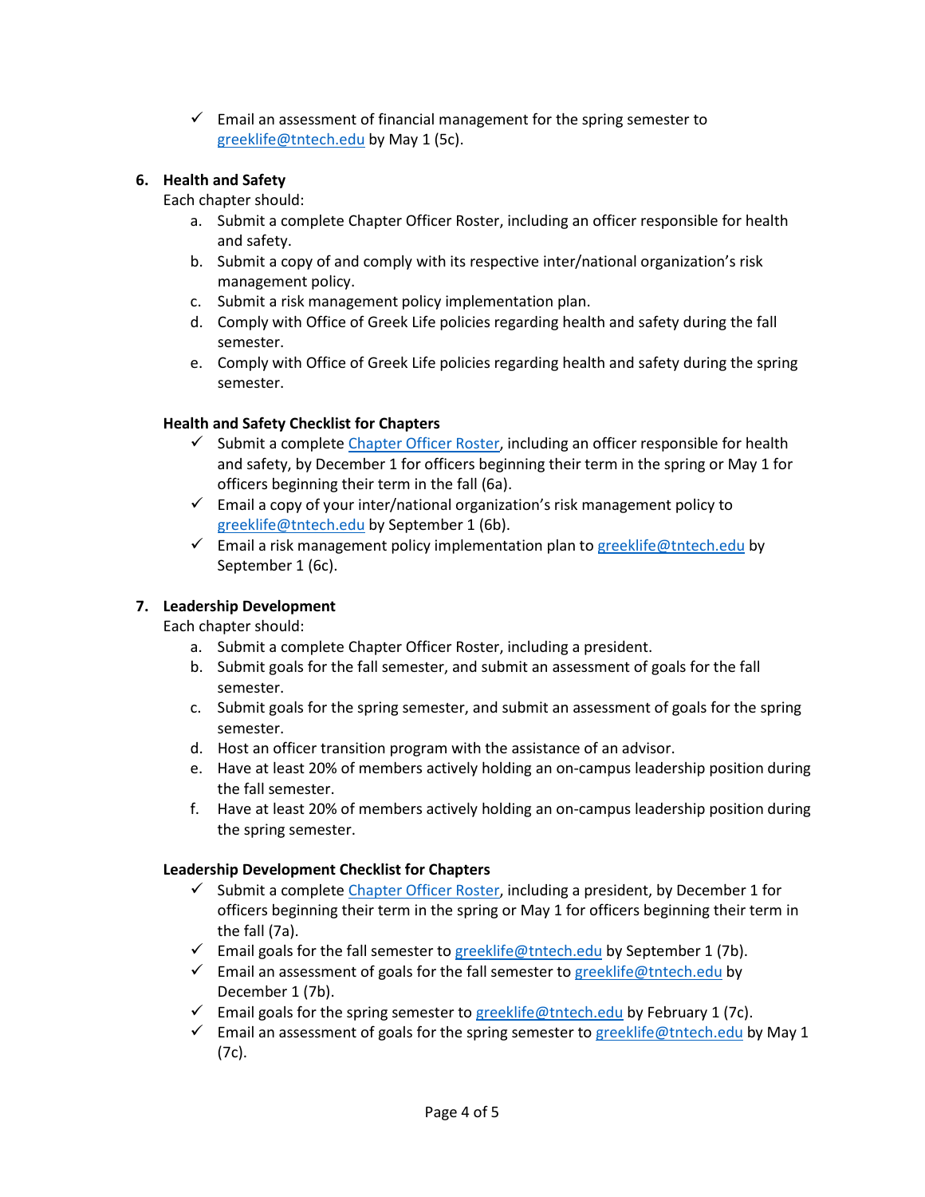- ✓ Email an assessment of financial management for the spring semester to [greeklife@tntech.edu](mailto:greeklife@tntech.edu) by May 1 (5c).

6. **Health and Safety**

   Each chapter should:

   a. Submit a complete Chapter Officer Roster, including an officer responsible for health and safety.
   b. Submit a copy of and comply with its respective inter/national organization's risk management policy.
   c. Submit a risk management policy implementation plan.
   d. Comply with Office of Greek Life policies regarding health and safety during the fall semester.
   e. Comply with Office of Greek Life policies regarding health and safety during the spring semester.

   **Health and Safety Checklist for Chapters**

   - ✓ Submit a complete [Chapter Officer Roster](), including an officer responsible for health and safety, by December 1 for officers beginning their term in the spring or May 1 for officers beginning their term in the fall (6a).
   - ✓ Email a copy of your inter/national organization's risk management policy to [greeklife@tntech.edu](mailto:greeklife@tntech.edu) by September 1 (6b).
   - ✓ Email a risk management policy implementation plan to [greeklife@tntech.edu](mailto:greeklife@tntech.edu) by September 1 (6c).

7. **Leadership Development**

   Each chapter should:

   a. Submit a complete Chapter Officer Roster, including a president.
   b. Submit goals for the fall semester, and submit an assessment of goals for the fall semester.
   c. Submit goals for the spring semester, and submit an assessment of goals for the spring semester.
   d. Host an officer transition program with the assistance of an advisor.
   e. Have at least 20% of members actively holding an on-campus leadership position during the fall semester.
   f. Have at least 20% of members actively holding an on-campus leadership position during the spring semester.

   **Leadership Development Checklist for Chapters**

   - ✓ Submit a complete [Chapter Officer Roster](), including a president, by December 1 for officers beginning their term in the spring or May 1 for officers beginning their term in the fall (7a).
   - ✓ Email goals for the fall semester to [greeklife@tntech.edu](mailto:greeklife@tntech.edu) by September 1 (7b).
   - ✓ Email an assessment of goals for the fall semester to [greeklife@tntech.edu](mailto:greeklife@tntech.edu) by December 1 (7b).
   - ✓ Email goals for the spring semester to [greeklife@tntech.edu](mailto:greeklife@tntech.edu) by February 1 (7c).
   - ✓ Email an assessment of goals for the spring semester to [greeklife@tntech.edu](mailto:greeklife@tntech.edu) by May 1 (7c).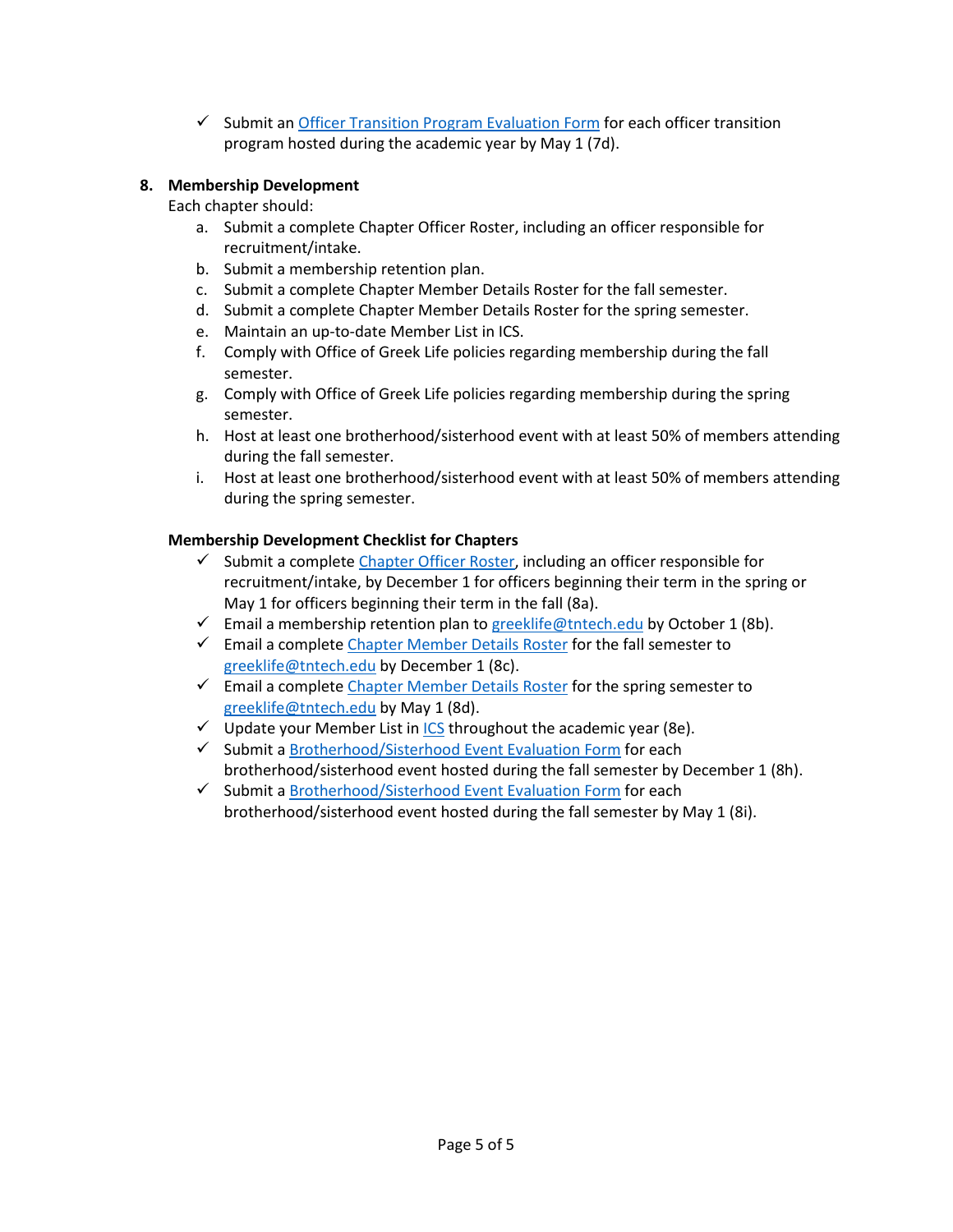- ✓ Submit an [Officer Transition Program Evaluation Form]() for each officer transition program hosted during the academic year by May 1 (7d).

## 8. Membership Development

Each chapter should:

a. Submit a complete Chapter Officer Roster, including an officer responsible for recruitment/intake.
b. Submit a membership retention plan.
c. Submit a complete Chapter Member Details Roster for the fall semester.
d. Submit a complete Chapter Member Details Roster for the spring semester.
e. Maintain an up-to-date Member List in ICS.
f. Comply with Office of Greek Life policies regarding membership during the fall semester.
g. Comply with Office of Greek Life policies regarding membership during the spring semester.
h. Host at least one brotherhood/sisterhood event with at least 50% of members attending during the fall semester.
i. Host at least one brotherhood/sisterhood event with at least 50% of members attending during the spring semester.

**Membership Development Checklist for Chapters**

- ✓ Submit a complete [Chapter Officer Roster](), including an officer responsible for recruitment/intake, by December 1 for officers beginning their term in the spring or May 1 for officers beginning their term in the fall (8a).
- ✓ Email a membership retention plan to [greeklife@tntech.edu]() by October 1 (8b).
- ✓ Email a complete [Chapter Member Details Roster]() for the fall semester to [greeklife@tntech.edu]() by December 1 (8c).
- ✓ Email a complete [Chapter Member Details Roster]() for the spring semester to [greeklife@tntech.edu]() by May 1 (8d).
- ✓ Update your Member List in [ICS]() throughout the academic year (8e).
- ✓ Submit a [Brotherhood/Sisterhood Event Evaluation Form]() for each brotherhood/sisterhood event hosted during the fall semester by December 1 (8h).
- ✓ Submit a [Brotherhood/Sisterhood Event Evaluation Form]() for each brotherhood/sisterhood event hosted during the fall semester by May 1 (8i).